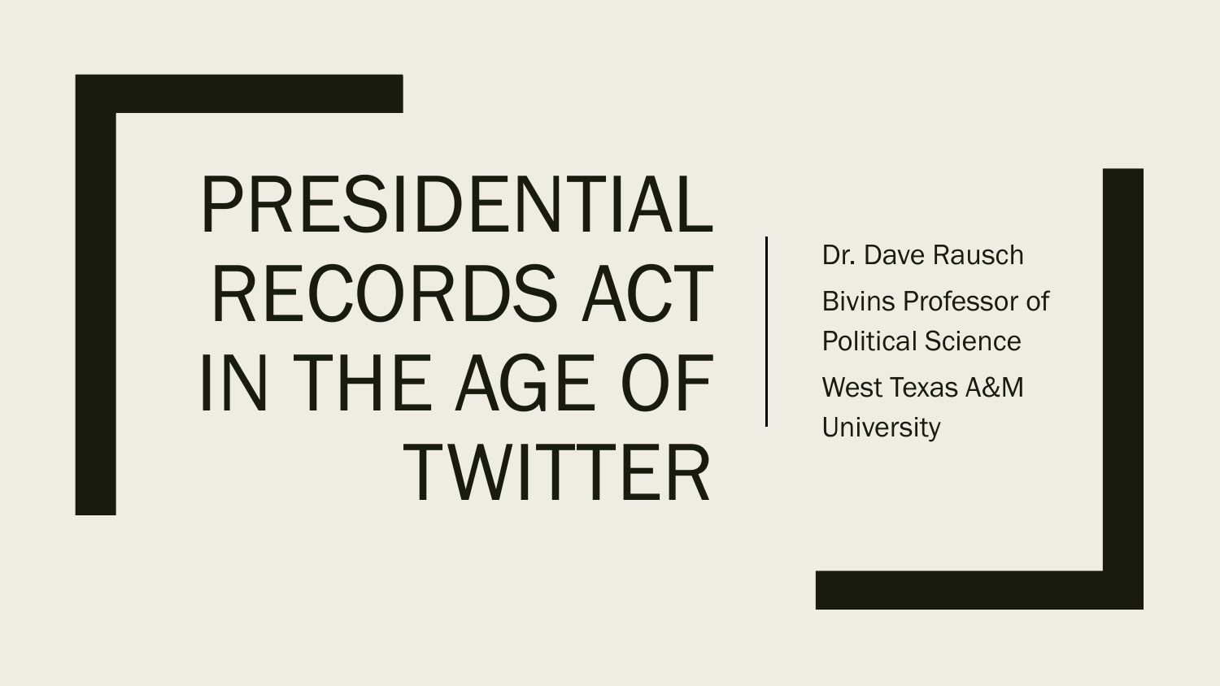# PRESIDENTIAL RECORDS ACT IN THE AGE OF TWITTER

Dr. Dave Rausch

Bivins Professor of Political Science

West Texas A&M University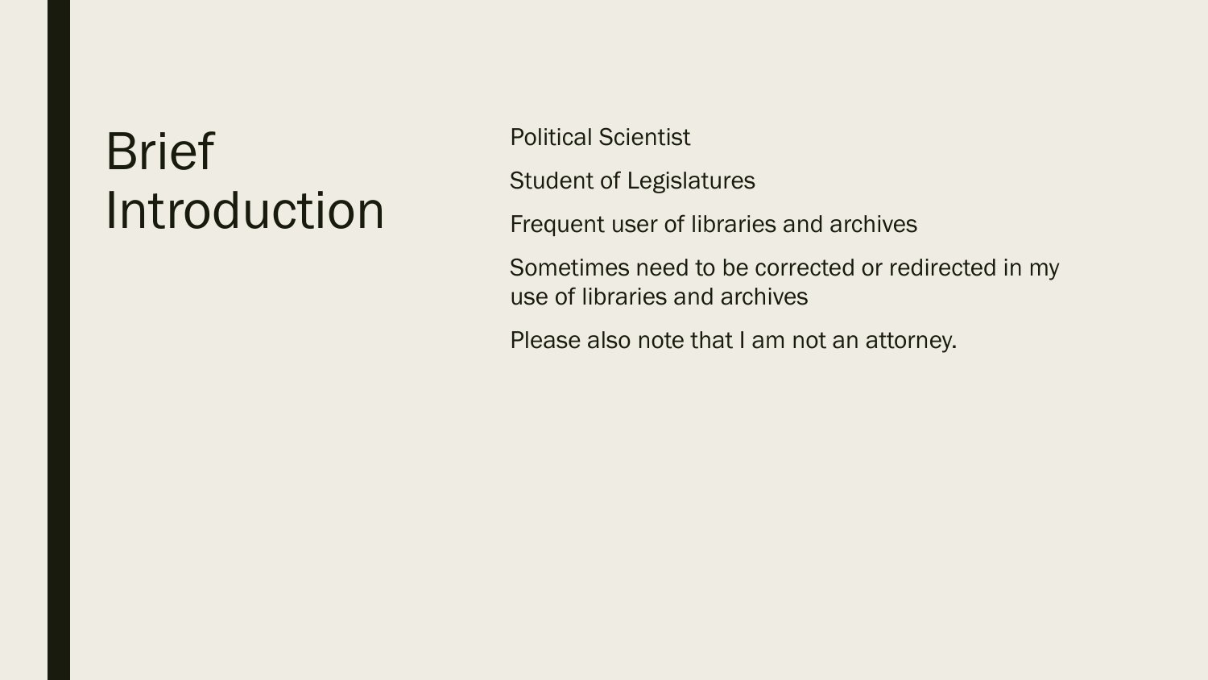# Brief Introduction

- Political Scientist
- Student of Legislatures
- Frequent user of libraries and archives
- Sometimes need to be corrected or redirected in my use of libraries and archives
- Please also note that I am not an attorney.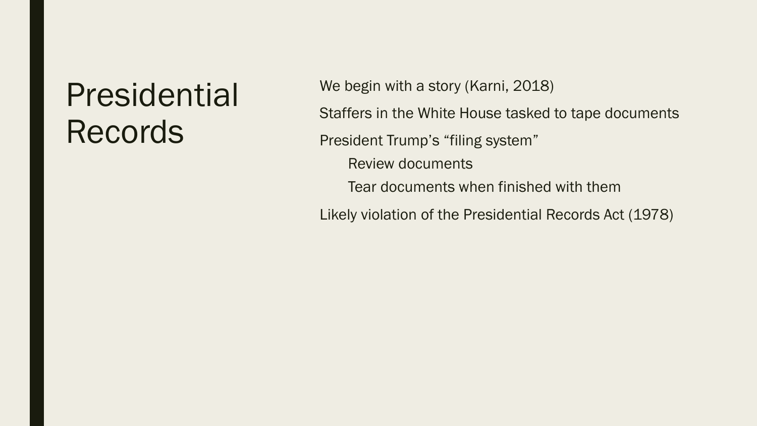# Presidential Records

- We begin with a story (Karni, 2018)
- Staffers in the White House tasked to tape documents
- President Trump's "filing system"
    - Review documents
    - Tear documents when finished with them
- Likely violation of the Presidential Records Act (1978)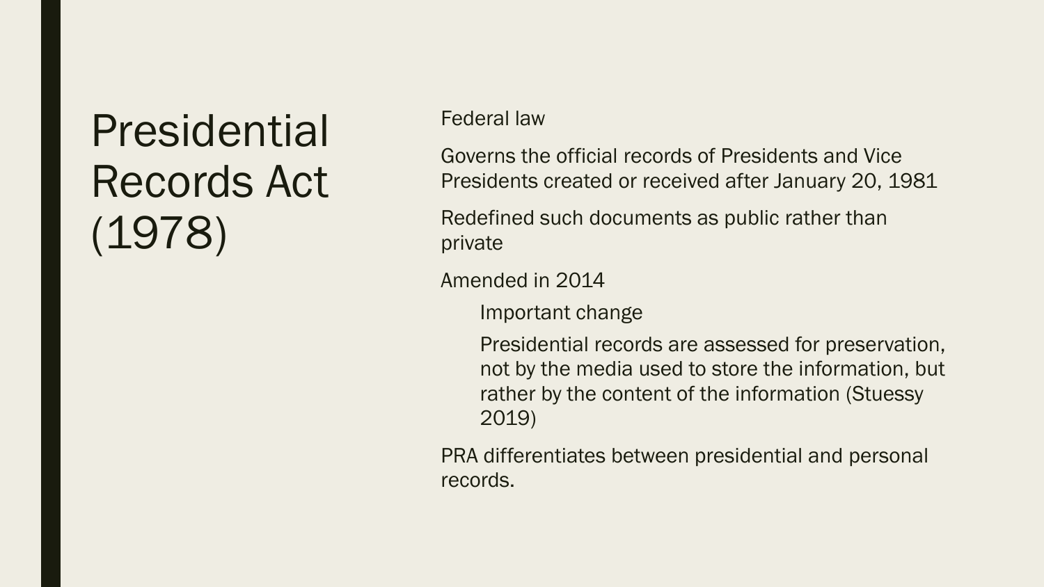# Presidential Records Act (1978)

- Federal law
- Governs the official records of Presidents and Vice Presidents created or received after January 20, 1981
- Redefined such documents as public rather than private
- Amended in 2014
  - Important change
  - Presidential records are assessed for preservation, not by the media used to store the information, but rather by the content of the information (Stuessy 2019)
- PRA differentiates between presidential and personal records.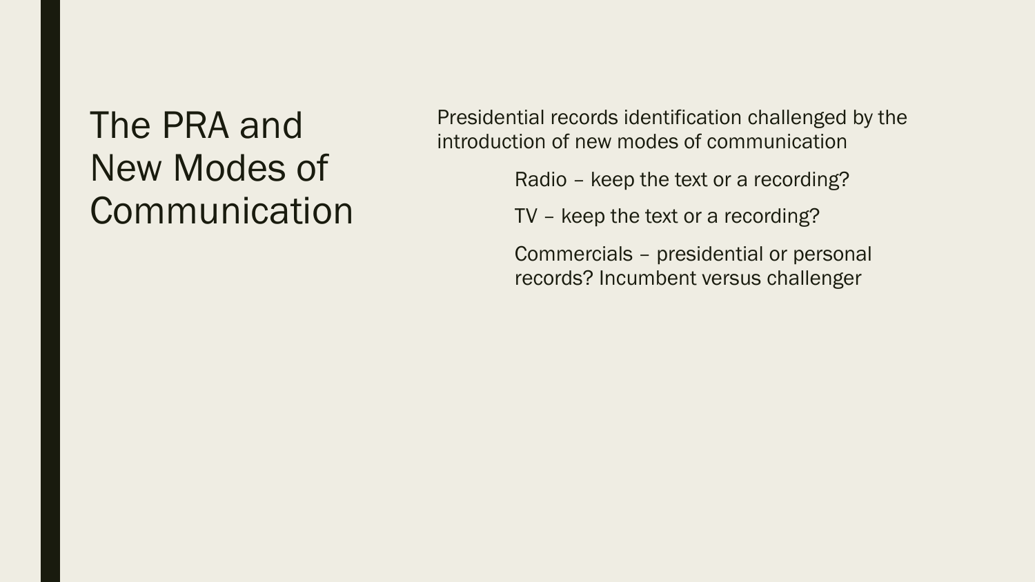# The PRA and New Modes of Communication

Presidential records identification challenged by the introduction of new modes of communication

- Radio – keep the text or a recording?
- TV – keep the text or a recording?
- Commercials – presidential or personal records? Incumbent versus challenger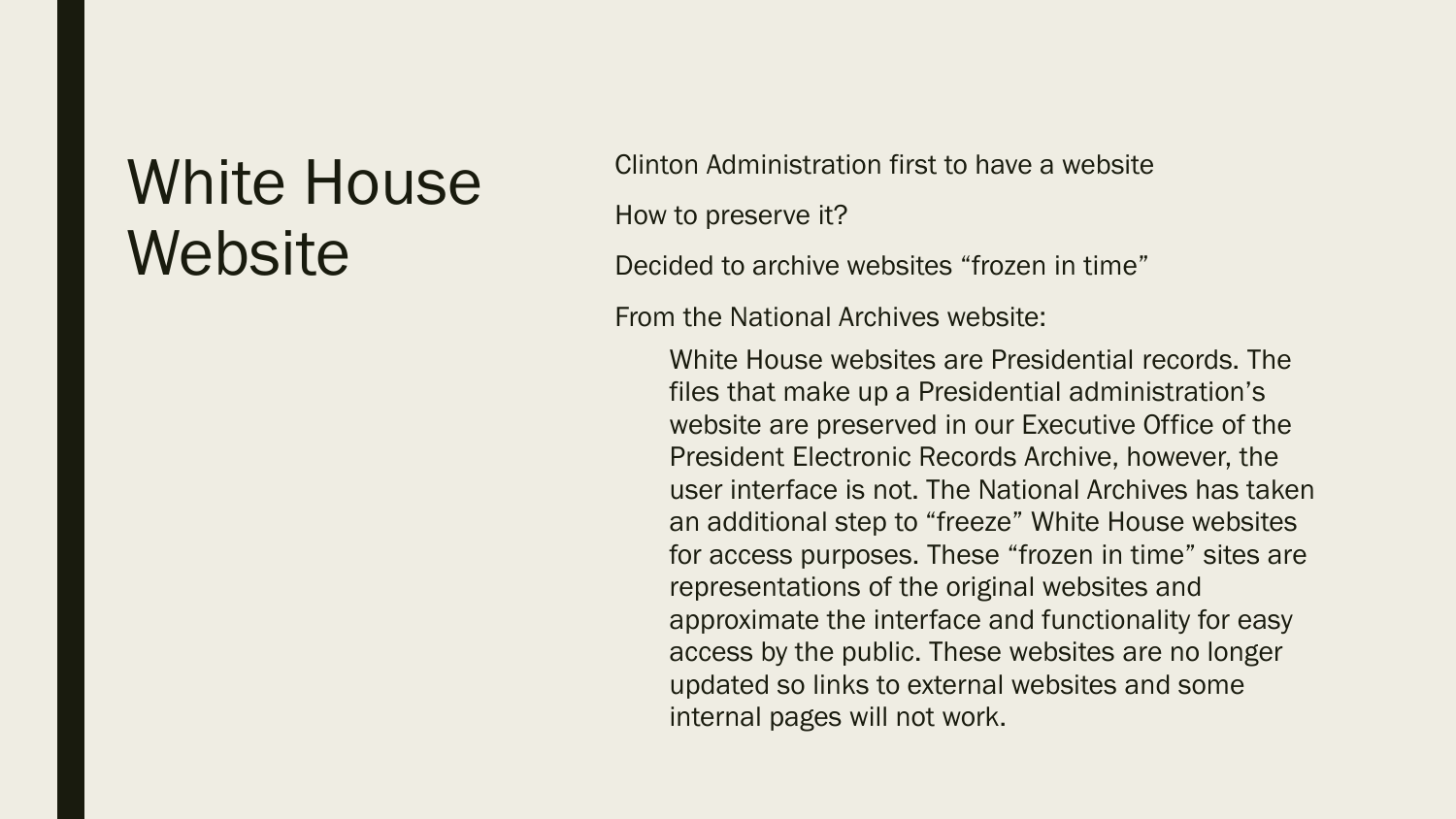# White House Website

Clinton Administration first to have a website

How to preserve it?

Decided to archive websites “frozen in time”

From the National Archives website:

> White House websites are Presidential records. The files that make up a Presidential administration’s website are preserved in our Executive Office of the President Electronic Records Archive, however, the user interface is not. The National Archives has taken an additional step to “freeze” White House websites for access purposes. These “frozen in time” sites are representations of the original websites and approximate the interface and functionality for easy access by the public. These websites are no longer updated so links to external websites and some internal pages will not work.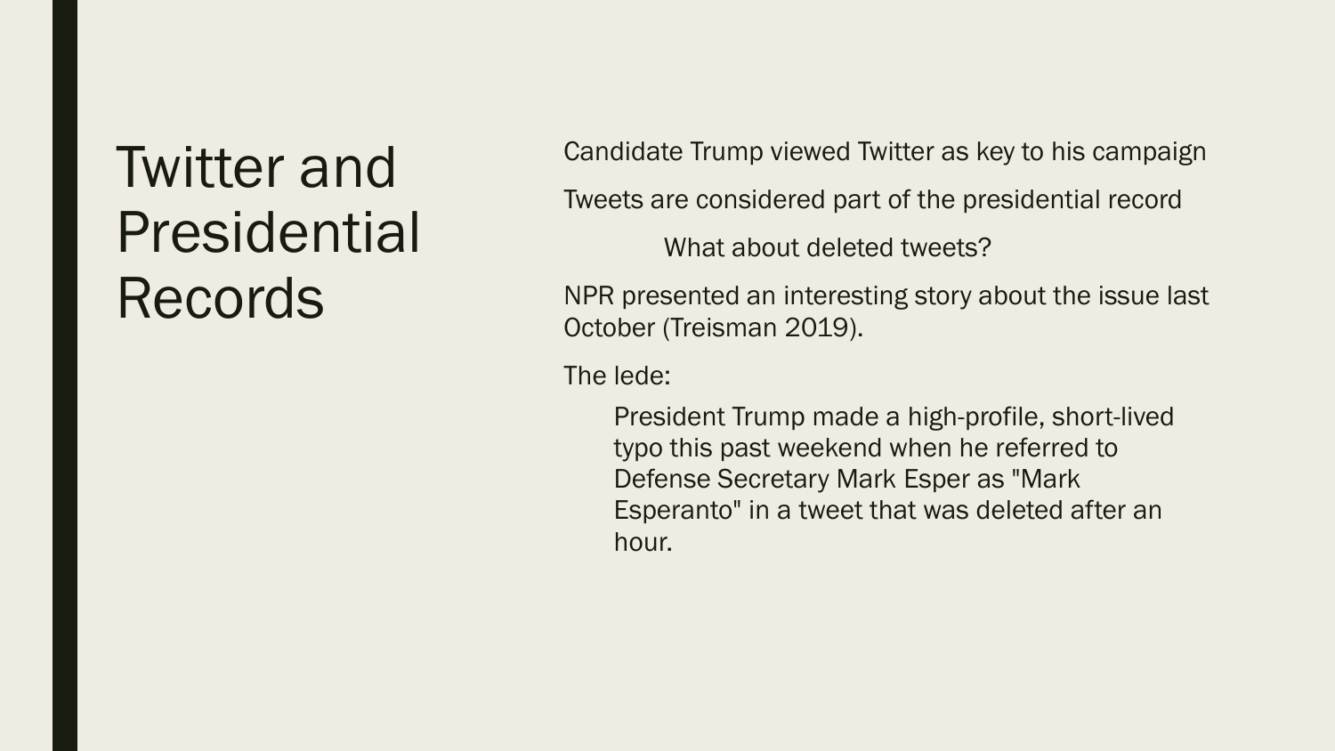# Twitter and Presidential Records

Candidate Trump viewed Twitter as key to his campaign

Tweets are considered part of the presidential record

- What about deleted tweets?

NPR presented an interesting story about the issue last October (Treisman 2019).

The lede:

> President Trump made a high-profile, short-lived typo this past weekend when he referred to Defense Secretary Mark Esper as "Mark Esperanto" in a tweet that was deleted after an hour.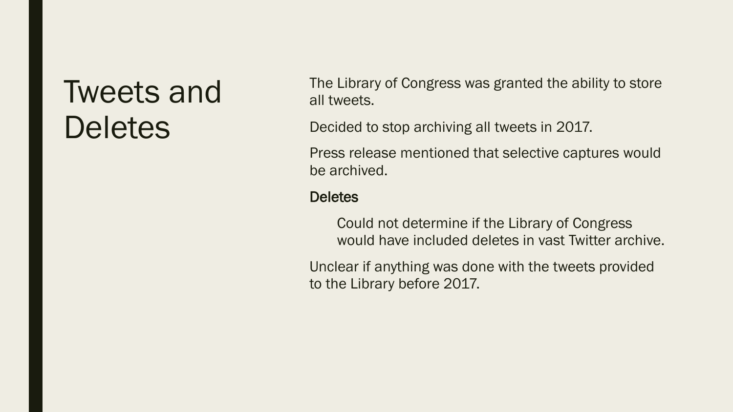# Tweets and Deletes

The Library of Congress was granted the ability to store all tweets.

Decided to stop archiving all tweets in 2017.

Press release mentioned that selective captures would be archived.

**Deletes**

> Could not determine if the Library of Congress would have included deletes in vast Twitter archive.

Unclear if anything was done with the tweets provided to the Library before 2017.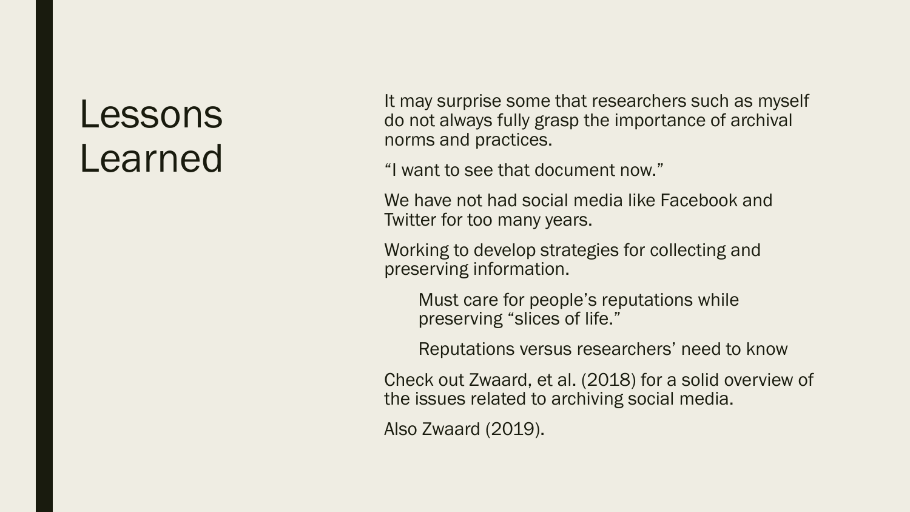# Lessons Learned

It may surprise some that researchers such as myself do not always fully grasp the importance of archival norms and practices.

"I want to see that document now."

We have not had social media like Facebook and Twitter for too many years.

Working to develop strategies for collecting and preserving information.

- Must care for people's reputations while preserving "slices of life."
- Reputations versus researchers' need to know

Check out Zwaard, et al. (2018) for a solid overview of the issues related to archiving social media.

Also Zwaard (2019).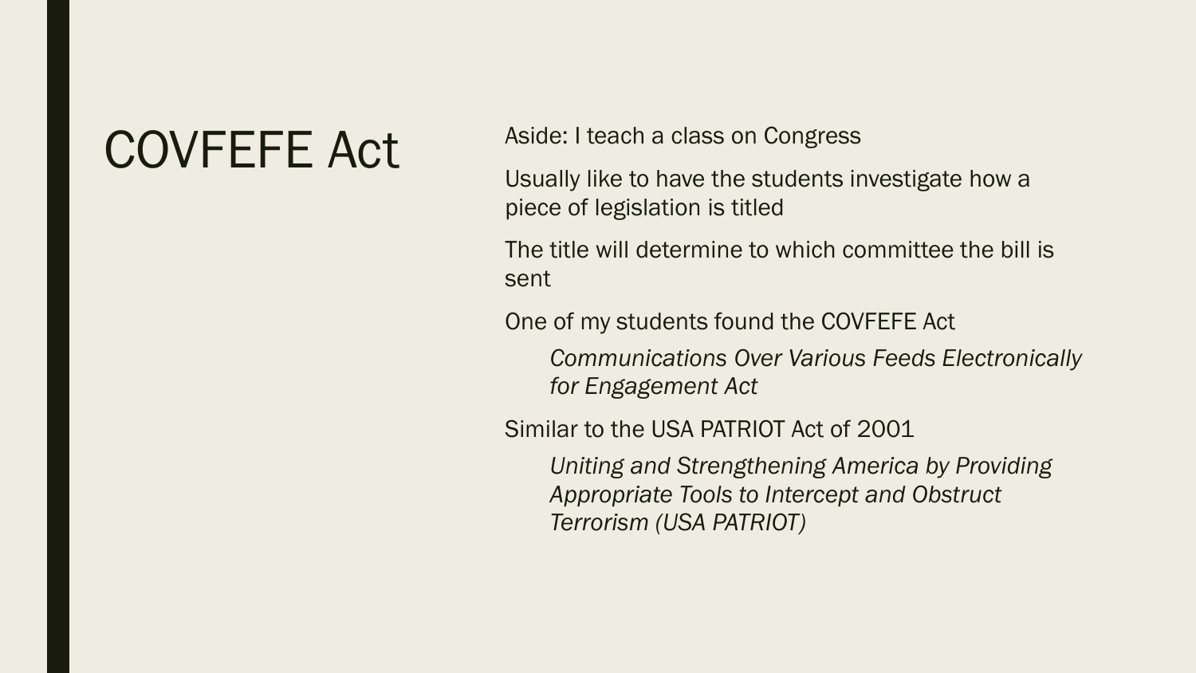# COVFEFE Act

- Aside: I teach a class on Congress
- Usually like to have the students investigate how a piece of legislation is titled
- The title will determine to which committee the bill is sent
- One of my students found the COVFEFE Act
  - *Communications Over Various Feeds Electronically for Engagement Act*
- Similar to the USA PATRIOT Act of 2001
  - *Uniting and Strengthening America by Providing Appropriate Tools to Intercept and Obstruct Terrorism (USA PATRIOT)*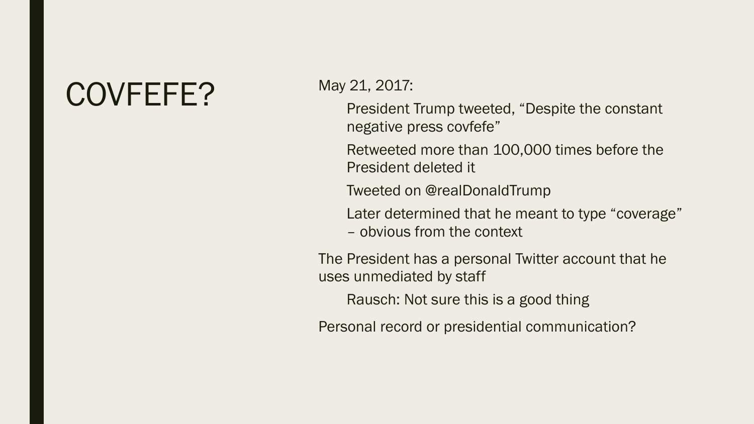# COVFEFE?

- May 21, 2017:
  - President Trump tweeted, “Despite the constant negative press covfefe”
  - Retweeted more than 100,000 times before the President deleted it
  - Tweeted on @realDonaldTrump
  - Later determined that he meant to type “coverage” – obvious from the context
- The President has a personal Twitter account that he uses unmediated by staff
  - Rausch: Not sure this is a good thing
- Personal record or presidential communication?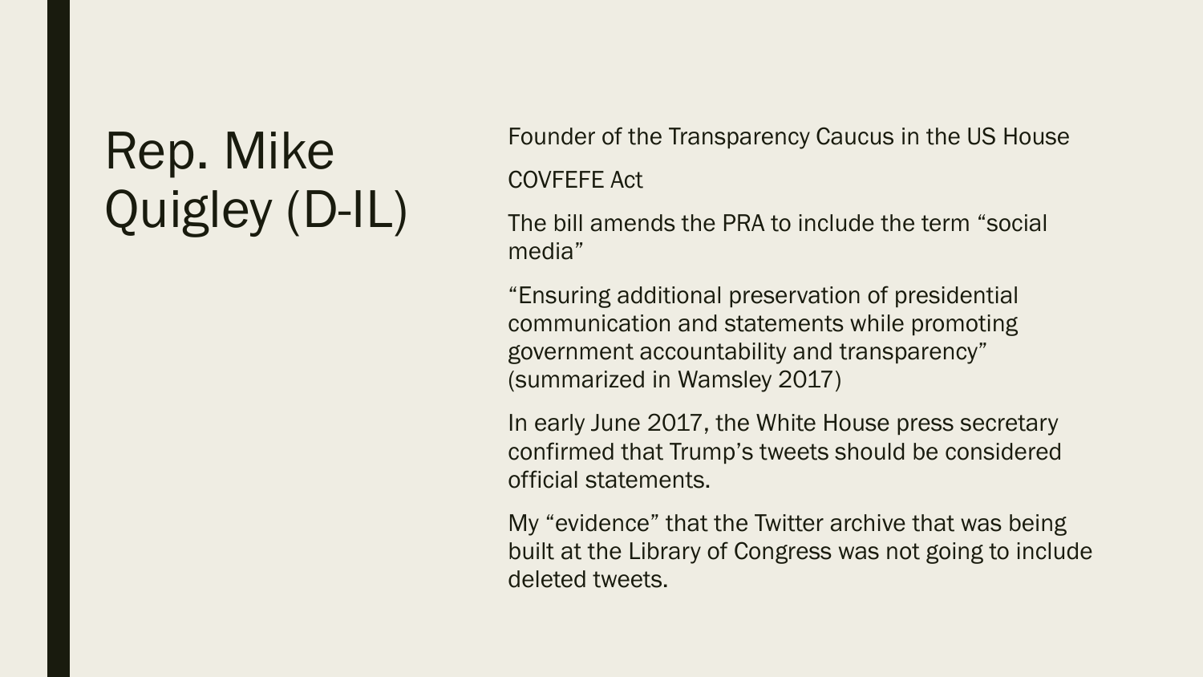# Rep. Mike Quigley (D-IL)

Founder of the Transparency Caucus in the US House

COVFEFE Act

The bill amends the PRA to include the term “social media”

“Ensuring additional preservation of presidential communication and statements while promoting government accountability and transparency” (summarized in Wamsley 2017)

In early June 2017, the White House press secretary confirmed that Trump’s tweets should be considered official statements.

My “evidence” that the Twitter archive that was being built at the Library of Congress was not going to include deleted tweets.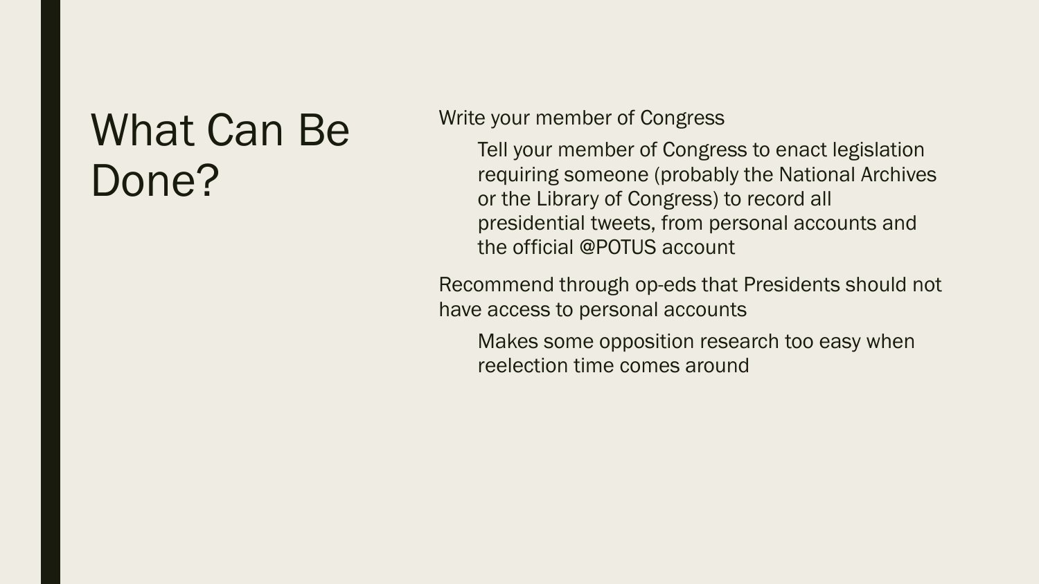# What Can Be Done?

- Write your member of Congress
  - Tell your member of Congress to enact legislation requiring someone (probably the National Archives or the Library of Congress) to record all presidential tweets, from personal accounts and the official @POTUS account
- Recommend through op-eds that Presidents should not have access to personal accounts
  - Makes some opposition research too easy when reelection time comes around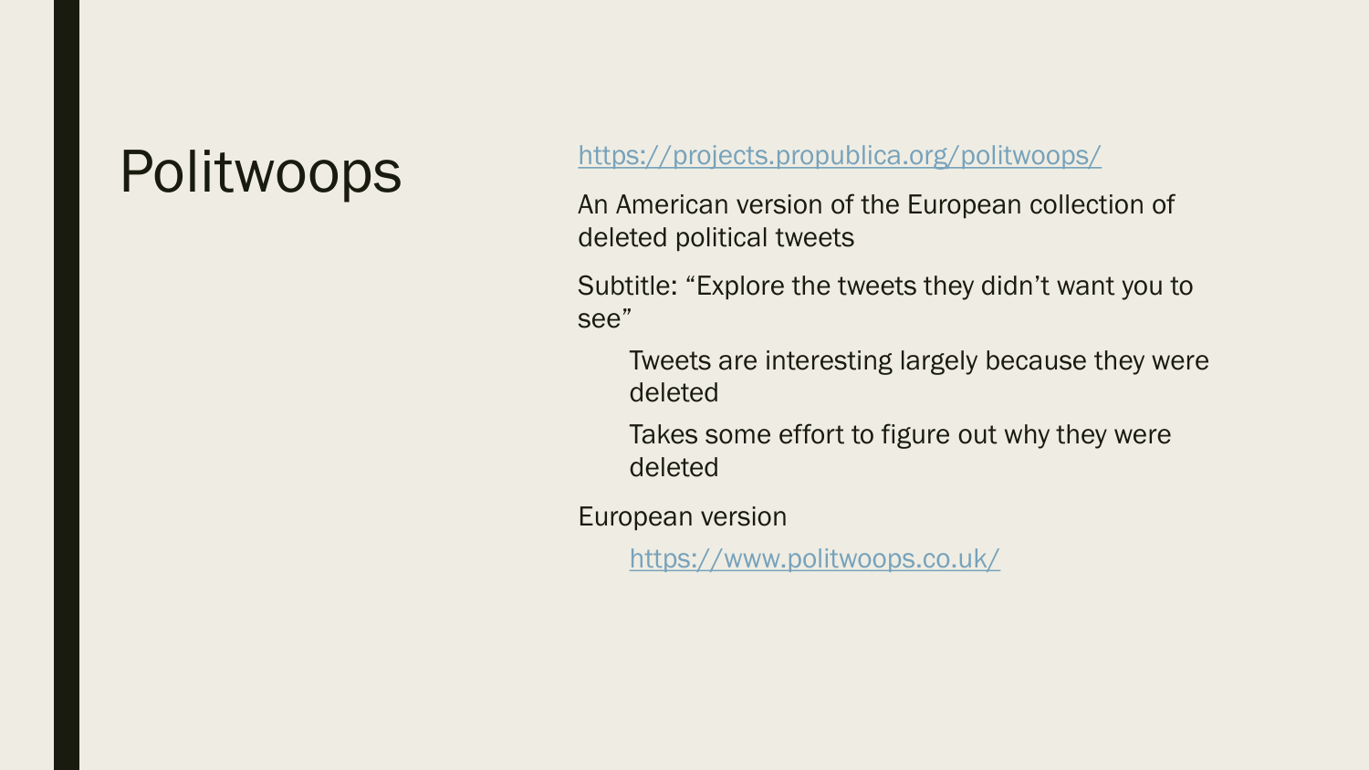# Politwoops

https://projects.propublica.org/politwoops/

An American version of the European collection of deleted political tweets

Subtitle: "Explore the tweets they didn't want you to see"

- Tweets are interesting largely because they were deleted
- Takes some effort to figure out why they were deleted

European version

- https://www.politwoops.co.uk/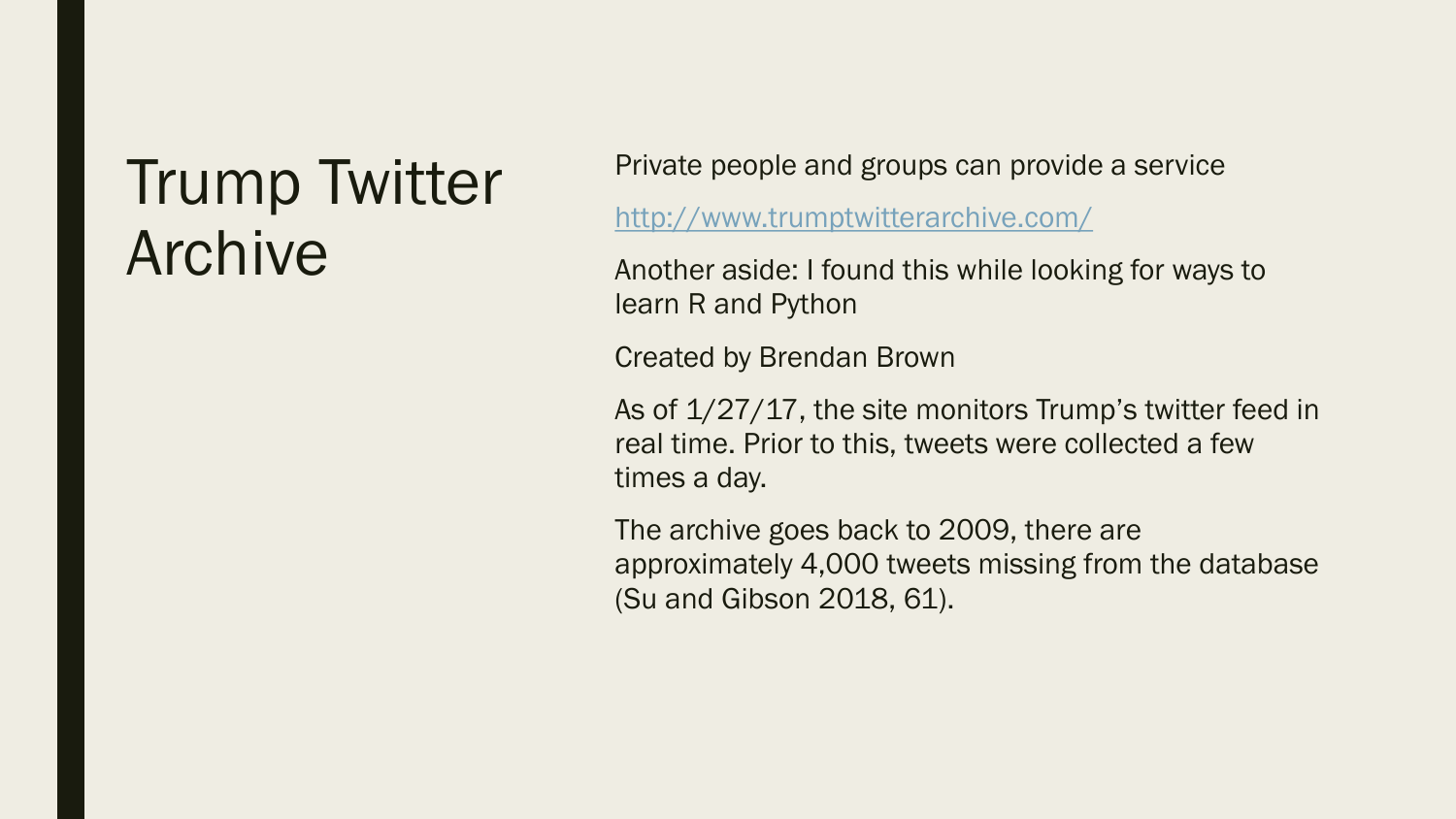# Trump Twitter Archive

Private people and groups can provide a service

http://www.trumptwitterarchive.com/

Another aside: I found this while looking for ways to learn R and Python

Created by Brendan Brown

As of 1/27/17, the site monitors Trump's twitter feed in real time. Prior to this, tweets were collected a few times a day.

The archive goes back to 2009, there are approximately 4,000 tweets missing from the database (Su and Gibson 2018, 61).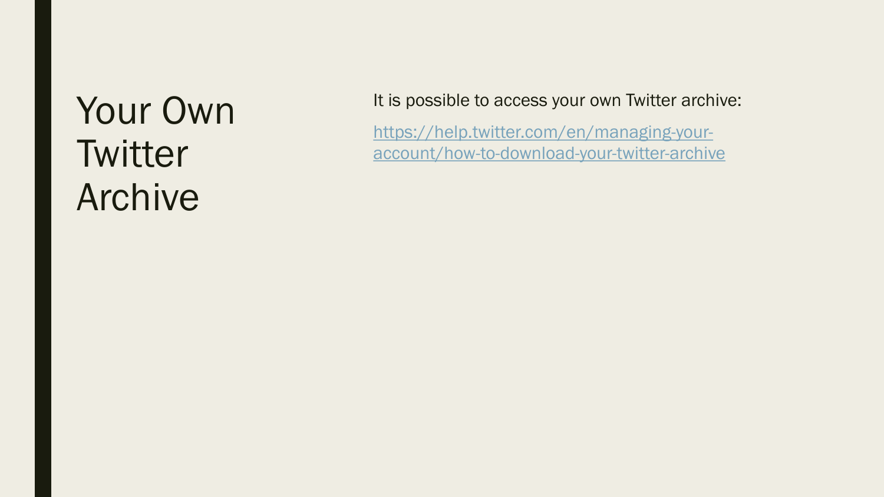# Your Own Twitter Archive

It is possible to access your own Twitter archive:

https://help.twitter.com/en/managing-your-account/how-to-download-your-twitter-archive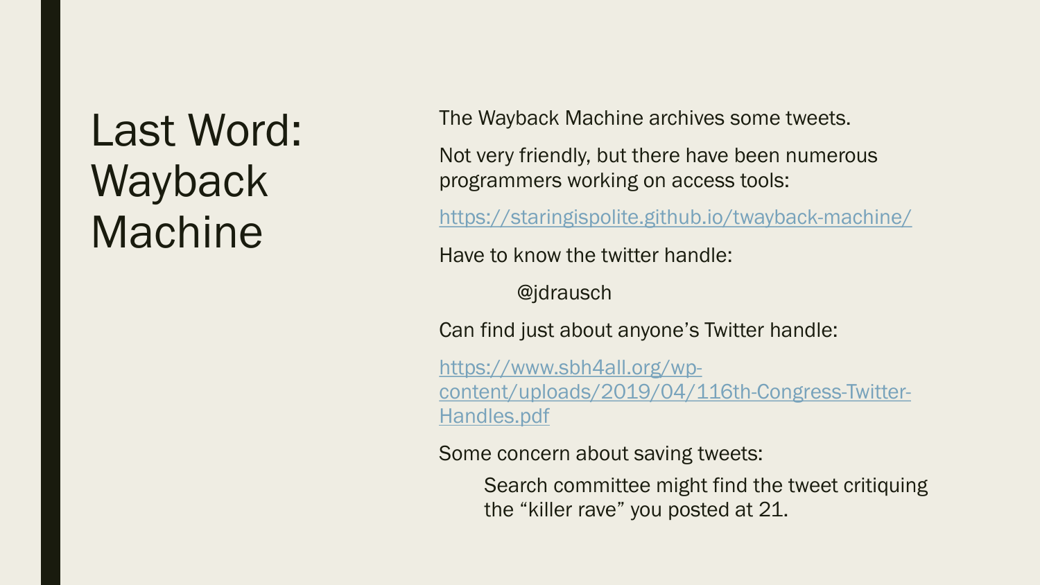# Last Word: Wayback Machine

The Wayback Machine archives some tweets.

Not very friendly, but there have been numerous programmers working on access tools:

https://staringispolite.github.io/twayback-machine/

Have to know the twitter handle:

@jdrausch

Can find just about anyone's Twitter handle:

https://www.sbh4all.org/wp-content/uploads/2019/04/116th-Congress-Twitter-Handles.pdf

Some concern about saving tweets:

Search committee might find the tweet critiquing the "killer rave" you posted at 21.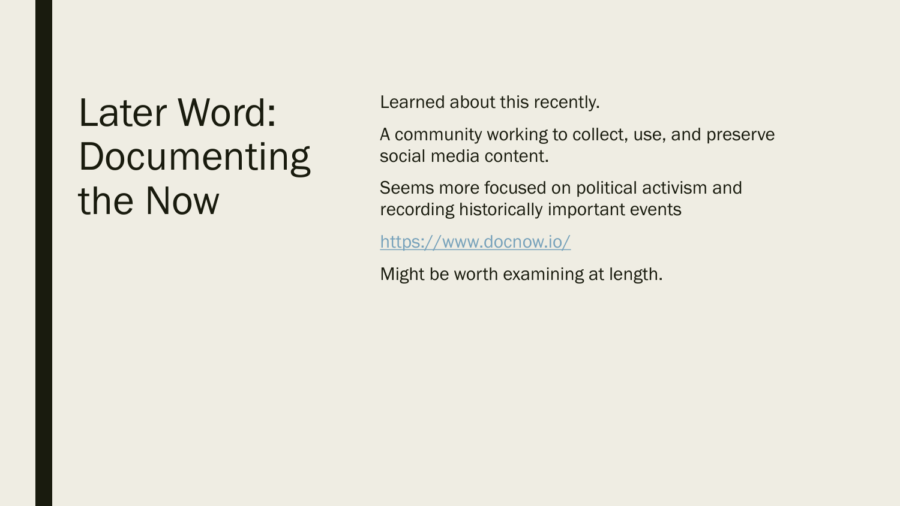# Later Word: Documenting the Now

Learned about this recently.

A community working to collect, use, and preserve social media content.

Seems more focused on political activism and recording historically important events

https://www.docnow.io/

Might be worth examining at length.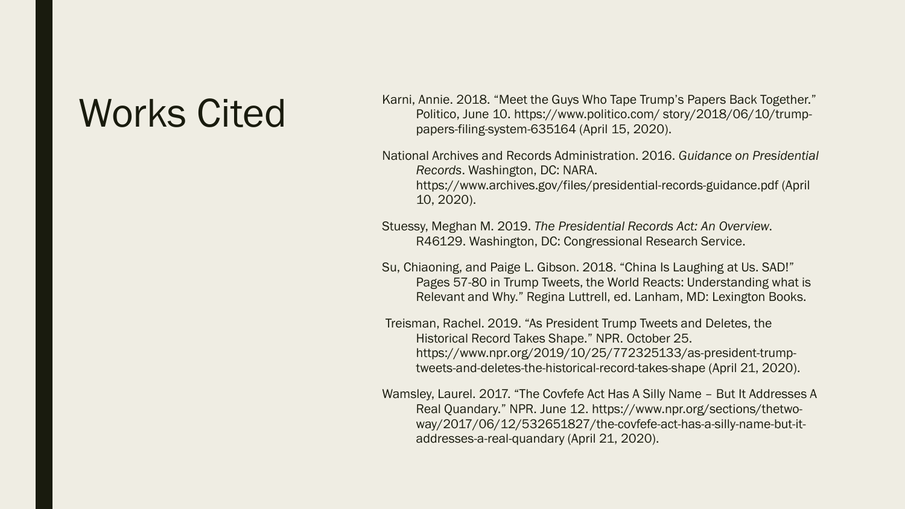# Works Cited

Karni, Annie. 2018. "Meet the Guys Who Tape Trump's Papers Back Together." Politico, June 10. https://www.politico.com/ story/2018/06/10/trump-papers-filing-system-635164 (April 15, 2020).

National Archives and Records Administration. 2016. *Guidance on Presidential Records*. Washington, DC: NARA. https://www.archives.gov/files/presidential-records-guidance.pdf (April 10, 2020).

Stuessy, Meghan M. 2019. *The Presidential Records Act: An Overview*. R46129. Washington, DC: Congressional Research Service.

Su, Chiaoning, and Paige L. Gibson. 2018. "China Is Laughing at Us. SAD!" Pages 57-80 in Trump Tweets, the World Reacts: Understanding what is Relevant and Why." Regina Luttrell, ed. Lanham, MD: Lexington Books.

Treisman, Rachel. 2019. "As President Trump Tweets and Deletes, the Historical Record Takes Shape." NPR. October 25. https://www.npr.org/2019/10/25/772325133/as-president-trump-tweets-and-deletes-the-historical-record-takes-shape (April 21, 2020).

Wamsley, Laurel. 2017. "The Covfefe Act Has A Silly Name – But It Addresses A Real Quandary." NPR. June 12. https://www.npr.org/sections/thetwo-way/2017/06/12/532651827/the-covfefe-act-has-a-silly-name-but-it-addresses-a-real-quandary (April 21, 2020).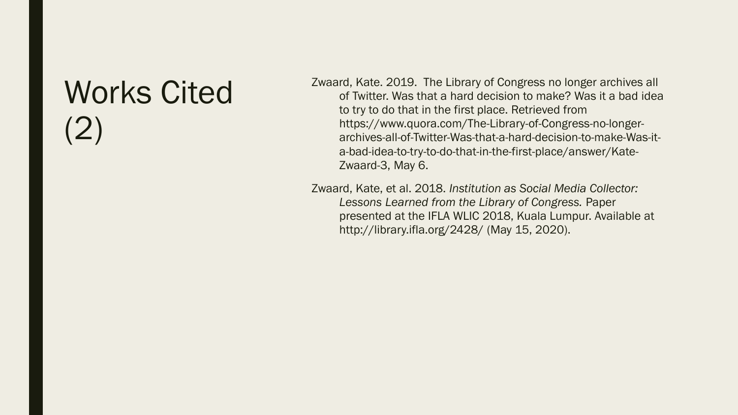# Works Cited (2)

Zwaard, Kate. 2019. The Library of Congress no longer archives all of Twitter. Was that a hard decision to make? Was it a bad idea to try to do that in the first place. Retrieved from https://www.quora.com/The-Library-of-Congress-no-longer-archives-all-of-Twitter-Was-that-a-hard-decision-to-make-Was-it-a-bad-idea-to-try-to-do-that-in-the-first-place/answer/Kate-Zwaard-3, May 6.

Zwaard, Kate, et al. 2018. *Institution as Social Media Collector: Lessons Learned from the Library of Congress.* Paper presented at the IFLA WLIC 2018, Kuala Lumpur. Available at http://library.ifla.org/2428/ (May 15, 2020).